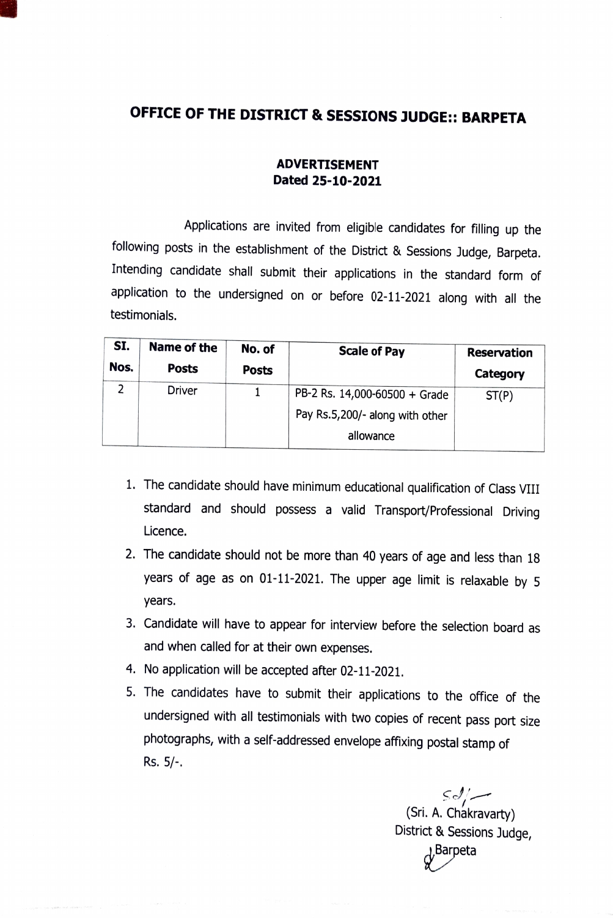# OFFICE OF THE DISTRICT & SESSIONS JUDGE:: BARPETA

**ADVERTISEMENT**
**Dated 25-10-2021**

Applications are invited from eligible candidates for filling up the following posts in the establishment of the District & Sessions Judge, Barpeta. Intending candidate shall submit their applications in the standard form of application to the undersigned on or before 02-11-2021 along with all the testimonials.

| Sl. Nos. | Name of the Posts | No. of Posts | Scale of Pay | Reservation Category |
|---|---|---|---|---|
| 2 | Driver | 1 | PB-2 Rs. 14,000-60500 + Grade Pay Rs.5,200/- along with other allowance | ST(P) |

1. The candidate should have minimum educational qualification of Class VIII standard and should possess a valid Transport/Professional Driving Licence.
2. The candidate should not be more than 40 years of age and less than 18 years of age as on 01-11-2021. The upper age limit is relaxable by 5 years.
3. Candidate will have to appear for interview before the selection board as and when called for at their own expenses.
4. No application will be accepted after 02-11-2021.
5. The candidates have to submit their applications to the office of the undersigned with all testimonials with two copies of recent pass port size photographs, with a self-addressed envelope affixing postal stamp of Rs. 5/-.

Sd/-
(Sri. A. Chakravarty)
District & Sessions Judge,
Barpeta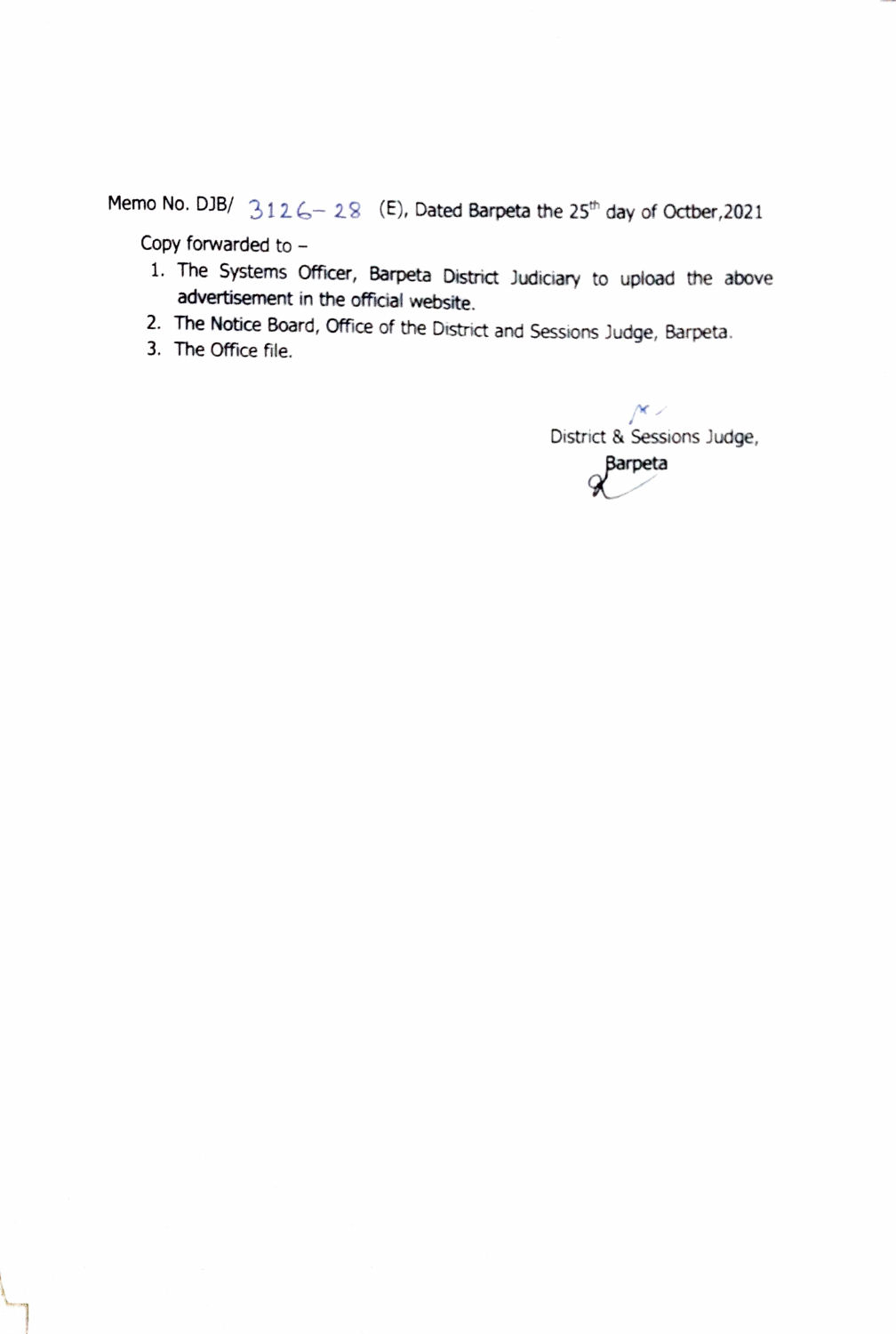Memo No. DJB/ 3126-28 (E), Dated Barpeta the 25[th] day of Octber,2021

Copy forwarded to –

1. The Systems Officer, Barpeta District Judiciary to upload the above advertisement in the official website.
2. The Notice Board, Office of the District and Sessions Judge, Barpeta.
3. The Office file.

District & Sessions Judge,
Barpeta